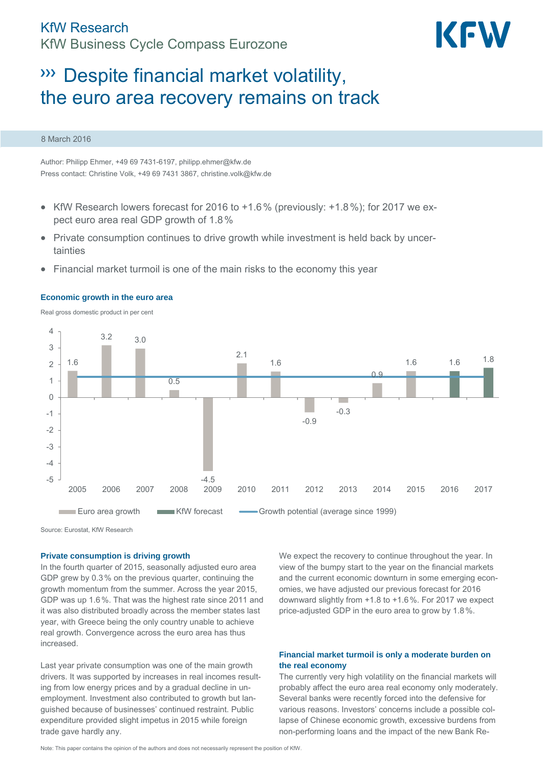KfW Research

KfW Business Cycle Compass Eurozone

# ››› Despite financial market volatility, the euro area recovery remains on track

8 March 2016

Author: Philipp Ehmer, +49 69 7431-6197, philipp.ehmer@kfw.de
Press contact: Christine Volk, +49 69 7431 3867, christine.volk@kfw.de

- KfW Research lowers forecast for 2016 to +1.6 % (previously: +1.8 %); for 2017 we expect euro area real GDP growth of 1.8 %
- Private consumption continues to drive growth while investment is held back by uncertainties
- Financial market turmoil is one of the main risks to the economy this year

**Economic growth in the euro area**

Real gross domestic product in per cent

| Year | Euro area growth | KfW forecast |
|---|---|---|
| 2005 | 1.6 | |
| 2006 | 3.2 | |
| 2007 | 3.0 | |
| 2008 | 0.5 | |
| 2009 | -4.5 | |
| 2010 | 2.1 | |
| 2011 | 1.6 | |
| 2012 | -0.9 | |
| 2013 | -0.3 | |
| 2014 | 0.9 | |
| 2015 | 1.6 | |
| 2016 | | 1.6 |
| 2017 | | 1.8 |

Growth potential (average since 1999)

Source: Eurostat, KfW Research

### Private consumption is driving growth

In the fourth quarter of 2015, seasonally adjusted euro area GDP grew by 0.3 % on the previous quarter, continuing the growth momentum from the summer. Across the year 2015, GDP was up 1.6 %. That was the highest rate since 2011 and it was also distributed broadly across the member states last year, with Greece being the only country unable to achieve real growth. Convergence across the euro area has thus increased.

Last year private consumption was one of the main growth drivers. It was supported by increases in real incomes resulting from low energy prices and by a gradual decline in unemployment. Investment also contributed to growth but languished because of businesses' continued restraint. Public expenditure provided slight impetus in 2015 while foreign trade gave hardly any.

We expect the recovery to continue throughout the year. In view of the bumpy start to the year on the financial markets and the current economic downturn in some emerging economies, we have adjusted our previous forecast for 2016 downward slightly from +1.8 to +1.6 %. For 2017 we expect price-adjusted GDP in the euro area to grow by 1.8 %.

### Financial market turmoil is only a moderate burden on the real economy

The currently very high volatility on the financial markets will probably affect the euro area real economy only moderately. Several banks were recently forced into the defensive for various reasons. Investors' concerns include a possible collapse of Chinese economic growth, excessive burdens from non-performing loans and the impact of the new Bank Re-

Note: This paper contains the opinion of the authors and does not necessarily represent the position of KfW.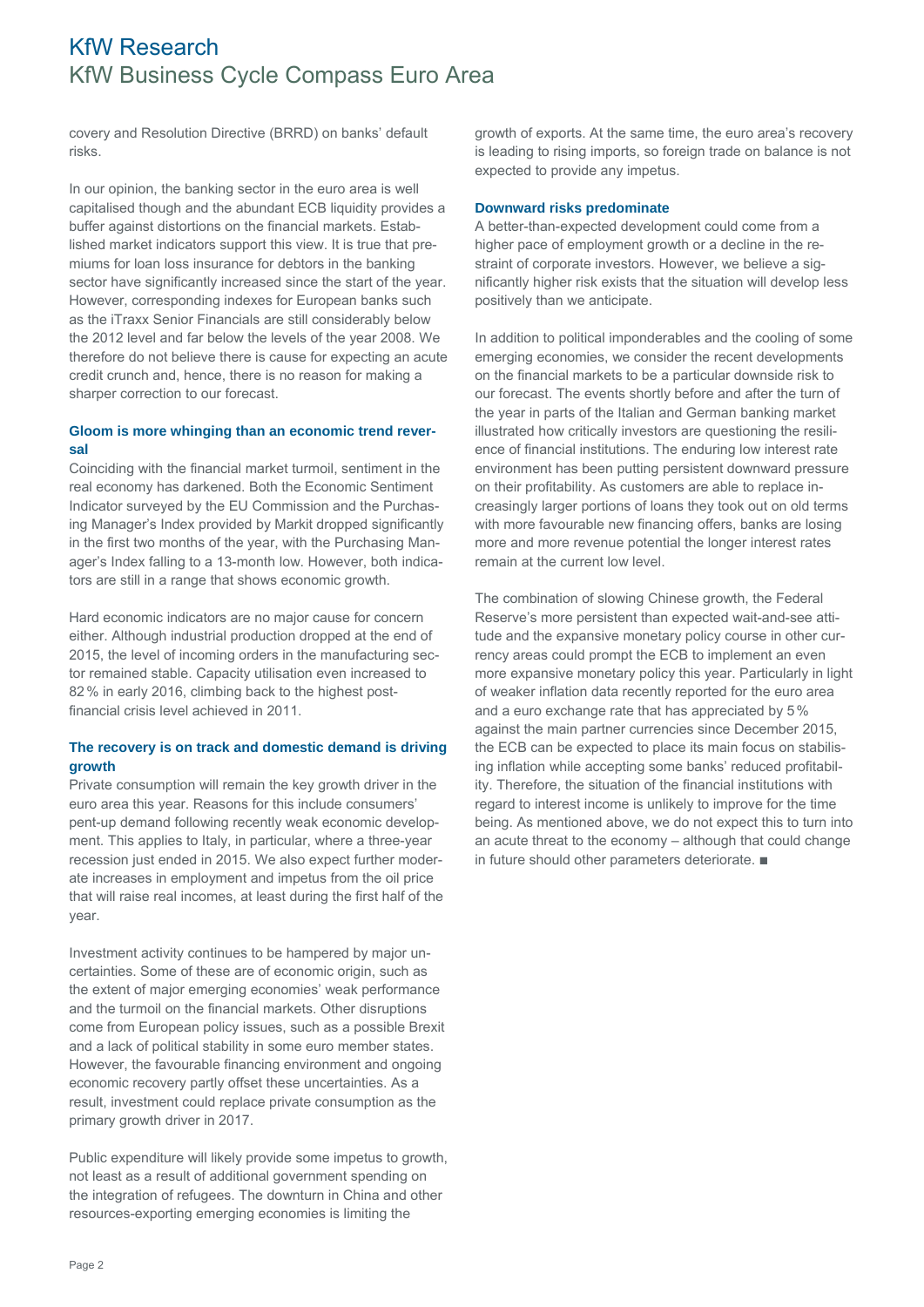covery and Resolution Directive (BRRD) on banks' default risks.

In our opinion, the banking sector in the euro area is well capitalised though and the abundant ECB liquidity provides a buffer against distortions on the financial markets. Established market indicators support this view. It is true that premiums for loan loss insurance for debtors in the banking sector have significantly increased since the start of the year. However, corresponding indexes for European banks such as the iTraxx Senior Financials are still considerably below the 2012 level and far below the levels of the year 2008. We therefore do not believe there is cause for expecting an acute credit crunch and, hence, there is no reason for making a sharper correction to our forecast.

#### Gloom is more whinging than an economic trend reversal

Coinciding with the financial market turmoil, sentiment in the real economy has darkened. Both the Economic Sentiment Indicator surveyed by the EU Commission and the Purchasing Manager's Index provided by Markit dropped significantly in the first two months of the year, with the Purchasing Manager's Index falling to a 13-month low. However, both indicators are still in a range that shows economic growth.

Hard economic indicators are no major cause for concern either. Although industrial production dropped at the end of 2015, the level of incoming orders in the manufacturing sector remained stable. Capacity utilisation even increased to 82 % in early 2016, climbing back to the highest post-financial crisis level achieved in 2011.

#### The recovery is on track and domestic demand is driving growth

Private consumption will remain the key growth driver in the euro area this year. Reasons for this include consumers' pent-up demand following recently weak economic development. This applies to Italy, in particular, where a three-year recession just ended in 2015. We also expect further moderate increases in employment and impetus from the oil price that will raise real incomes, at least during the first half of the year.

Investment activity continues to be hampered by major uncertainties. Some of these are of economic origin, such as the extent of major emerging economies' weak performance and the turmoil on the financial markets. Other disruptions come from European policy issues, such as a possible Brexit and a lack of political stability in some euro member states. However, the favourable financing environment and ongoing economic recovery partly offset these uncertainties. As a result, investment could replace private consumption as the primary growth driver in 2017.

Public expenditure will likely provide some impetus to growth, not least as a result of additional government spending on the integration of refugees. The downturn in China and other resources-exporting emerging economies is limiting the growth of exports. At the same time, the euro area's recovery is leading to rising imports, so foreign trade on balance is not expected to provide any impetus.

#### Downward risks predominate

A better-than-expected development could come from a higher pace of employment growth or a decline in the restraint of corporate investors. However, we believe a significantly higher risk exists that the situation will develop less positively than we anticipate.

In addition to political imponderables and the cooling of some emerging economies, we consider the recent developments on the financial markets to be a particular downside risk to our forecast. The events shortly before and after the turn of the year in parts of the Italian and German banking market illustrated how critically investors are questioning the resilience of financial institutions. The enduring low interest rate environment has been putting persistent downward pressure on their profitability. As customers are able to replace increasingly larger portions of loans they took out on old terms with more favourable new financing offers, banks are losing more and more revenue potential the longer interest rates remain at the current low level.

The combination of slowing Chinese growth, the Federal Reserve's more persistent than expected wait-and-see attitude and the expansive monetary policy course in other currency areas could prompt the ECB to implement an even more expansive monetary policy this year. Particularly in light of weaker inflation data recently reported for the euro area and a euro exchange rate that has appreciated by 5 % against the main partner currencies since December 2015, the ECB can be expected to place its main focus on stabilising inflation while accepting some banks' reduced profitability. Therefore, the situation of the financial institutions with regard to interest income is unlikely to improve for the time being. As mentioned above, we do not expect this to turn into an acute threat to the economy – although that could change in future should other parameters deteriorate. ■